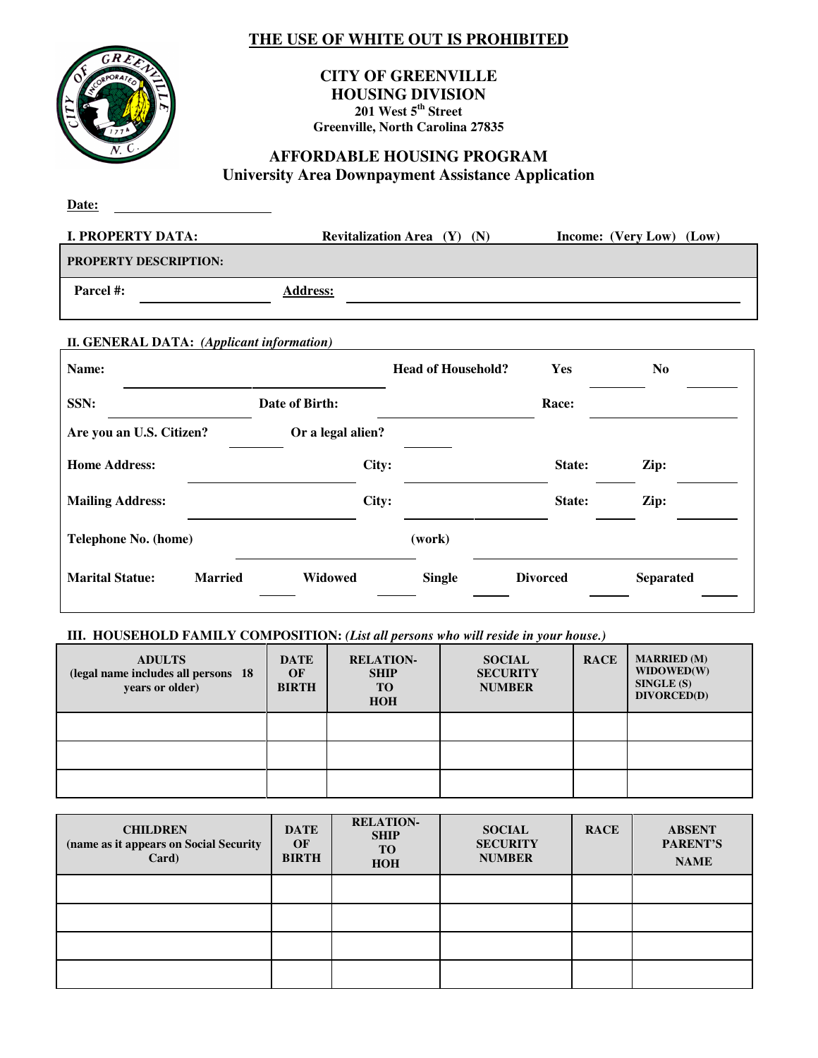**THE USE OF WHITE OUT IS PROHIBITED**

# CITY OF GREENVILLE
## HOUSING DIVISION
**201 West 5th Street**
**Greenville, North Carolina 27835**

## AFFORDABLE HOUSING PROGRAM
### University Area Downpayment Assistance Application

**Date:** ____________________

**I. PROPERTY DATA:** **Revitalization Area (Y) (N)** **Income: (Very Low) (Low)**

**PROPERTY DESCRIPTION:**

**Parcel #:** ______________ **Address:** ______________________________

**II. GENERAL DATA:** *(Applicant information)*

**Name:** ______________________________ **Head of Household?** **Yes** ______ **No** ______

**SSN:** ______________ **Date of Birth:** ______________ **Race:** ______________

**Are you an U.S. Citizen?** ______ **Or a legal alien?** ______

**Home Address:** ______________ **City:** ______________ **State:** ______ **Zip:** ______

**Mailing Address:** ______________ **City:** ______________ **State:** ______ **Zip:** ______

**Telephone No. (home)** ______________ **(work)** ______________

**Marital Statue:** **Married** ______ **Widowed** ______ **Single** ______ **Divorced** ______ **Separated** ______

**III. HOUSEHOLD FAMILY COMPOSITION:** *(List all persons who will reside in your house.)*

| ADULTS (legal name includes all persons 18 years or older) | DATE OF BIRTH | RELATION-SHIP TO HOH | SOCIAL SECURITY NUMBER | RACE | MARRIED (M) WIDOWED(W) SINGLE (S) DIVORCED(D) |
|---|---|---|---|---|---|
| | | | | | |
| | | | | | |
| | | | | | |

| CHILDREN (name as it appears on Social Security Card) | DATE OF BIRTH | RELATION-SHIP TO HOH | SOCIAL SECURITY NUMBER | RACE | ABSENT PARENT'S NAME |
|---|---|---|---|---|---|
| | | | | | |
| | | | | | |
| | | | | | |
| | | | | | |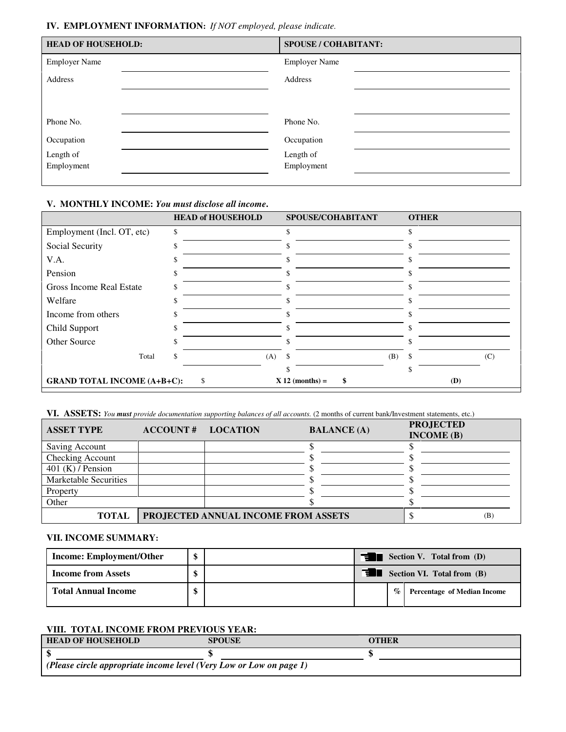## IV. EMPLOYMENT INFORMATION: *If NOT employed, please indicate.*

| HEAD OF HOUSEHOLD: | | SPOUSE / COHABITANT: | |
|---|---|---|---|
| Employer Name | | Employer Name | |
| Address | | Address | |
| | | | |
| Phone No. | | Phone No. | |
| Occupation | | Occupation | |
| Length of Employment | | Length of Employment | |

## V. MONTHLY INCOME: *You must disclose all income.*

| | HEAD of HOUSEHOLD | SPOUSE/COHABITANT | OTHER |
|---|---|---|---|
| Employment (Incl. OT, etc) | $ | $ | $ |
| Social Security | $ | $ | $ |
| V.A. | $ | $ | $ |
| Pension | $ | $ | $ |
| Gross Income Real Estate | $ | $ | $ |
| Welfare | $ | $ | $ |
| Income from others | $ | $ | $ |
| Child Support | $ | $ | $ |
| Other Source | $ | $ | $ |
| Total | $ (A) | $ (B) | $ (C) |
| | | $ | $ |
| **GRAND TOTAL INCOME (A+B+C):** | $ | **X 12 (months) = $** | **(D)** |

## VI. ASSETS: *You **must** provide documentation supporting balances of all accounts.* (2 months of current bank/Investment statements, etc.)

| ASSET TYPE | ACCOUNT # | LOCATION | BALANCE (A) | PROJECTED INCOME (B) |
|---|---|---|---|---|
| Saving Account | | | $ | $ |
| Checking Account | | | $ | $ |
| 401 (K) / Pension | | | $ | $ |
| Marketable Securities | | | $ | $ |
| Property | | | $ | $ |
| Other | | | $ | $ |
| **TOTAL** | **PROJECTED ANNUAL INCOME FROM ASSETS** | | | $ (B) |

## VII. INCOME SUMMARY:

| | | | | |
|---|---|---|---|---|
| **Income: Employment/Other** | **$** | | | **Section V. Total from (D)** |
| **Income from Assets** | **$** | | | **Section VI. Total from (B)** |
| **Total Annual Income** | **$** | | % | **Percentage of Median Income** |

## VIII. TOTAL INCOME FROM PREVIOUS YEAR:

| HEAD OF HOUSEHOLD | SPOUSE | OTHER |
|---|---|---|
| $ | $ | $ |

***(Please circle appropriate income level (Very Low or Low on page 1)***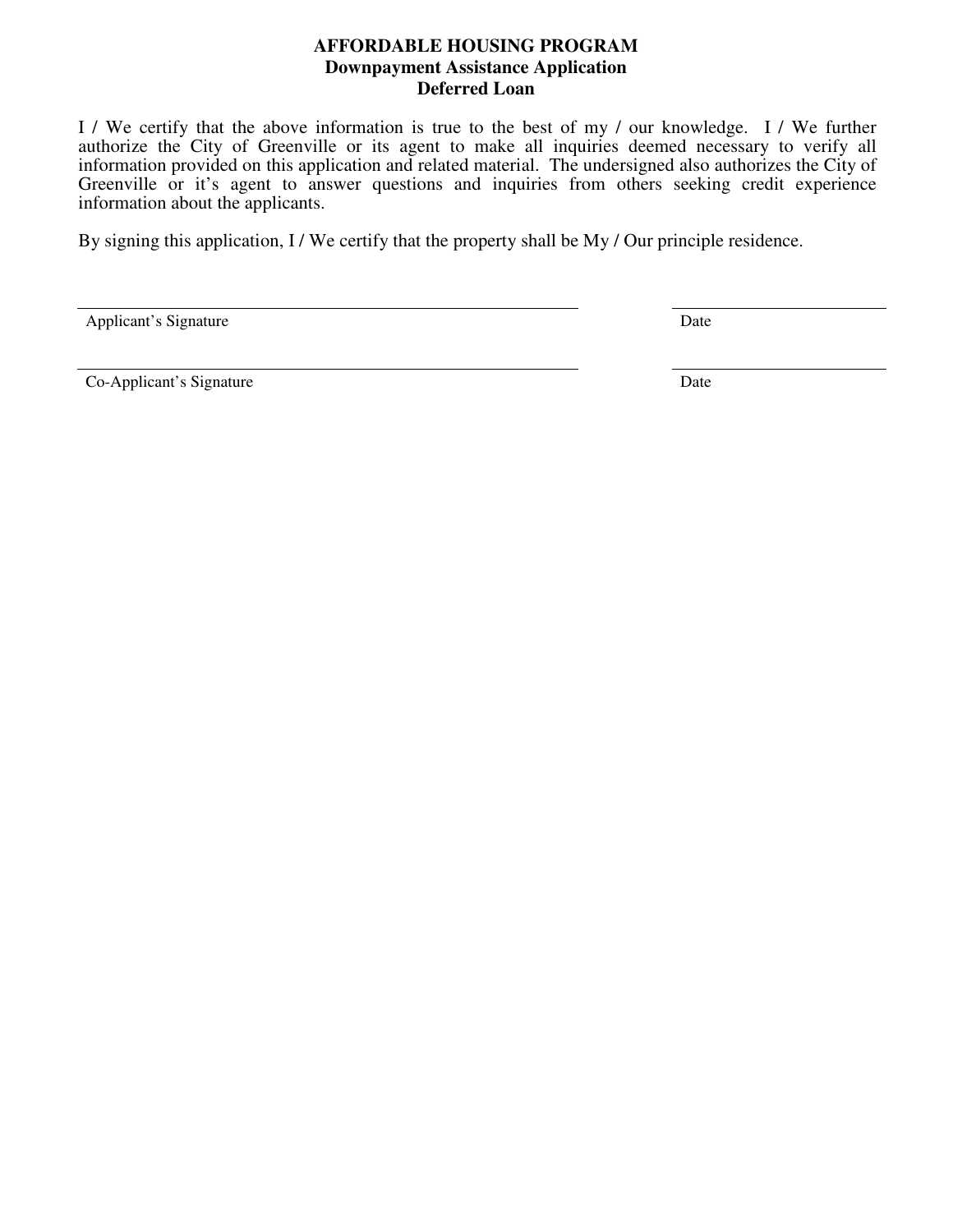# AFFORDABLE HOUSING PROGRAM
## Downpayment Assistance Application
## Deferred Loan

I / We certify that the above information is true to the best of my / our knowledge. I / We further authorize the City of Greenville or its agent to make all inquiries deemed necessary to verify all information provided on this application and related material. The undersigned also authorizes the City of Greenville or it's agent to answer questions and inquiries from others seeking credit experience information about the applicants.

By signing this application, I / We certify that the property shall be My / Our principle residence.

| | |
|---|---|
| ______________________________ | ______________ |
| Applicant's Signature | Date |
| ______________________________ | ______________ |
| Co-Applicant's Signature | Date |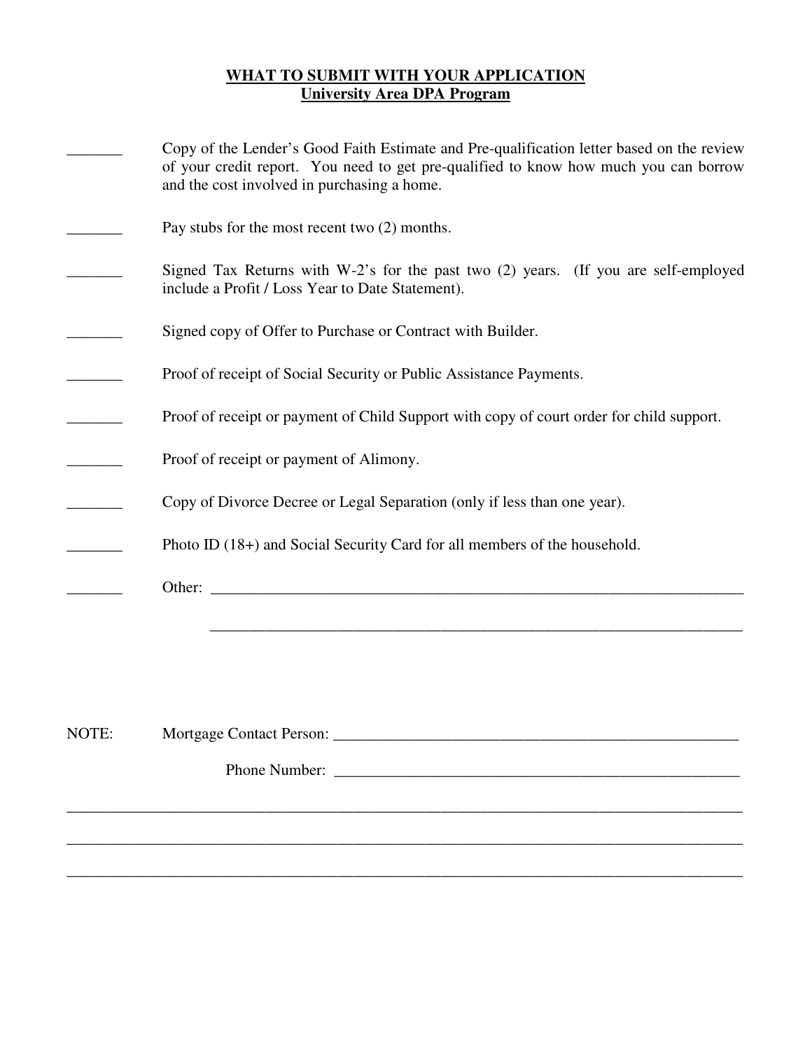## WHAT TO SUBMIT WITH YOUR APPLICATION
## University Area DPA Program

_______ Copy of the Lender's Good Faith Estimate and Pre-qualification letter based on the review of your credit report. You need to get pre-qualified to know how much you can borrow and the cost involved in purchasing a home.

_______ Pay stubs for the most recent two (2) months.

_______ Signed Tax Returns with W-2's for the past two (2) years. (If you are self-employed include a Profit / Loss Year to Date Statement).

_______ Signed copy of Offer to Purchase or Contract with Builder.

_______ Proof of receipt of Social Security or Public Assistance Payments.

_______ Proof of receipt or payment of Child Support with copy of court order for child support.

_______ Proof of receipt or payment of Alimony.

_______ Copy of Divorce Decree or Legal Separation (only if less than one year).

_______ Photo ID (18+) and Social Security Card for all members of the household.

_______ Other: ________________________________________________________________

________________________________________________________________

NOTE: Mortgage Contact Person: ______________________________________________

Phone Number: ______________________________________________

________________________________________________________________________________

________________________________________________________________________________

________________________________________________________________________________